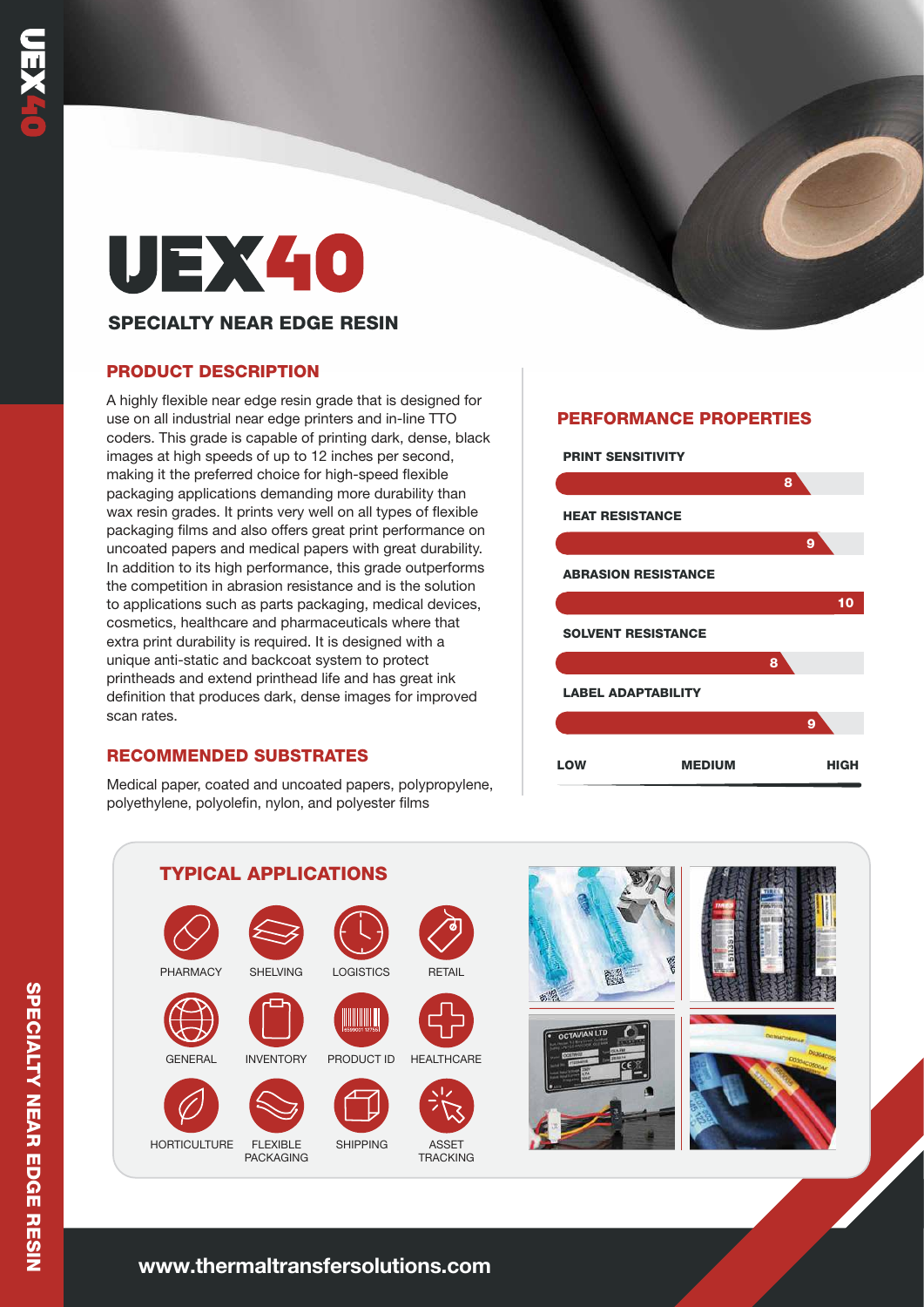# UEX40

## SPECIALTY NEAR EDGE RESIN

### PRODUCT DESCRIPTION

A highly flexible near edge resin grade that is designed for use on all industrial near edge printers and in-line TTO coders. This grade is capable of printing dark, dense, black images at high speeds of up to 12 inches per second, making it the preferred choice for high-speed flexible packaging applications demanding more durability than wax resin grades. It prints very well on all types of flexible packaging films and also offers great print performance on uncoated papers and medical papers with great durability. In addition to its high performance, this grade outperforms the competition in abrasion resistance and is the solution to applications such as parts packaging, medical devices, cosmetics, healthcare and pharmaceuticals where that extra print durability is required. It is designed with a unique anti-static and backcoat system to protect printheads and extend printhead life and has great ink definition that produces dark, dense images for improved scan rates.

### RECOMMENDED SUBSTRATES

Medical paper, coated and uncoated papers, polypropylene, polyethylene, polyolefin, nylon, and polyester films

### PERFORMANCE PROPERTIES

| Property | Rating |
|---|---|
| PRINT SENSITIVITY | 8 |
| HEAT RESISTANCE | 9 |
| ABRASION RESISTANCE | 10 |
| SOLVENT RESISTANCE | 8 |
| LABEL ADAPTABILITY | 9 |

LOW — MEDIUM — HIGH

### TYPICAL APPLICATIONS

- PHARMACY
- SHELVING
- LOGISTICS
- RETAIL
- GENERAL
- INVENTORY
- PRODUCT ID
- HEALTHCARE
- HORTICULTURE
- FLEXIBLE PACKAGING
- SHIPPING
- ASSET TRACKING

www.thermaltransfersolutions.com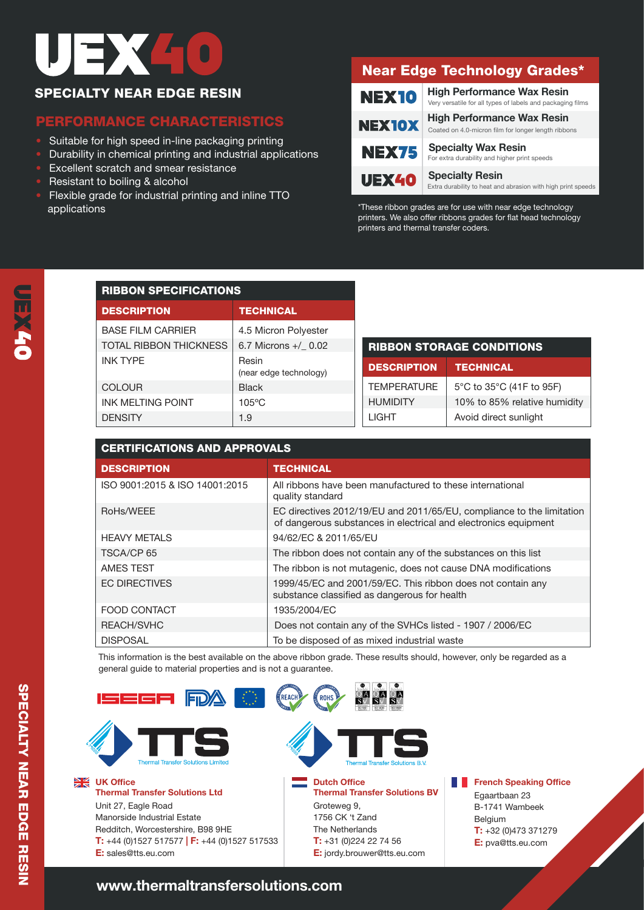# UEX40

## SPECIALTY NEAR EDGE RESIN

### PERFORMANCE CHARACTERISTICS

- Suitable for high speed in-line packaging printing
- Durability in chemical printing and industrial applications
- Excellent scratch and smear resistance
- Resistant to boiling & alcohol
- Flexible grade for industrial printing and inline TTO applications

### Near Edge Technology Grades*

| | |
|---|---|
| NEX10 | **High Performance Wax Resin** Very versatile for all types of labels and packaging films |
| NEX10X | **High Performance Wax Resin** Coated on 4.0-micron film for longer length ribbons |
| NEX75 | **Specialty Wax Resin** For extra durability and higher print speeds |
| UEX40 | **Specialty Resin** Extra durability to heat and abrasion with high print speeds |

*These ribbon grades are for use with near edge technology printers. We also offer ribbons grades for flat head technology printers and thermal transfer coders.

### RIBBON SPECIFICATIONS

| DESCRIPTION | TECHNICAL |
|---|---|
| BASE FILM CARRIER | 4.5 Micron Polyester |
| TOTAL RIBBON THICKNESS | 6.7 Microns +/_ 0.02 |
| INK TYPE | Resin (near edge technology) |
| COLOUR | Black |
| INK MELTING POINT | 105°C |
| DENSITY | 1.9 |

### RIBBON STORAGE CONDITIONS

| DESCRIPTION | TECHNICAL |
|---|---|
| TEMPERATURE | 5°C to 35°C (41F to 95F) |
| HUMIDITY | 10% to 85% relative humidity |
| LIGHT | Avoid direct sunlight |

### CERTIFICATIONS AND APPROVALS

| DESCRIPTION | TECHNICAL |
|---|---|
| ISO 9001:2015 & ISO 14001:2015 | All ribbons have been manufactured to these international quality standard |
| RoHs/WEEE | EC directives 2012/19/EU and 2011/65/EU, compliance to the limitation of dangerous substances in electrical and electronics equipment |
| HEAVY METALS | 94/62/EC & 2011/65/EU |
| TSCA/CP 65 | The ribbon does not contain any of the substances on this list |
| AMES TEST | The ribbon is not mutagenic, does not cause DNA modifications |
| EC DIRECTIVES | 1999/45/EC and 2001/59/EC. This ribbon does not contain any substance classified as dangerous for health |
| FOOD CONTACT | 1935/2004/EC |
| REACH/SVHC | Does not contain any of the SVHCs listed - 1907 / 2006/EC |
| DISPOSAL | To be disposed of as mixed industrial waste |

This information is the best available on the above ribbon grade. These results should, however, only be regarded as a general guide to material properties and is not a guarantee.

**UK Office**
**Thermal Transfer Solutions Ltd**
Unit 27, Eagle Road
Manorside Industrial Estate
Redditch, Worcestershire, B98 9HE
**T:** +44 (0)1527 517577 | **F:** +44 (0)1527 517533
**E:** sales@tts.eu.com

**Dutch Office**
**Thermal Transfer Solutions BV**
Groteweg 9,
1756 CK 't Zand
The Netherlands
**T:** +31 (0)224 22 74 56
**E:** jordy.brouwer@tts.eu.com

**French Speaking Office**
Egaartbaan 23
B-1741 Wambeek
Belgium
**T:** +32 (0)473 371279
**E:** pva@tts.eu.com

**www.thermaltransfersolutions.com**